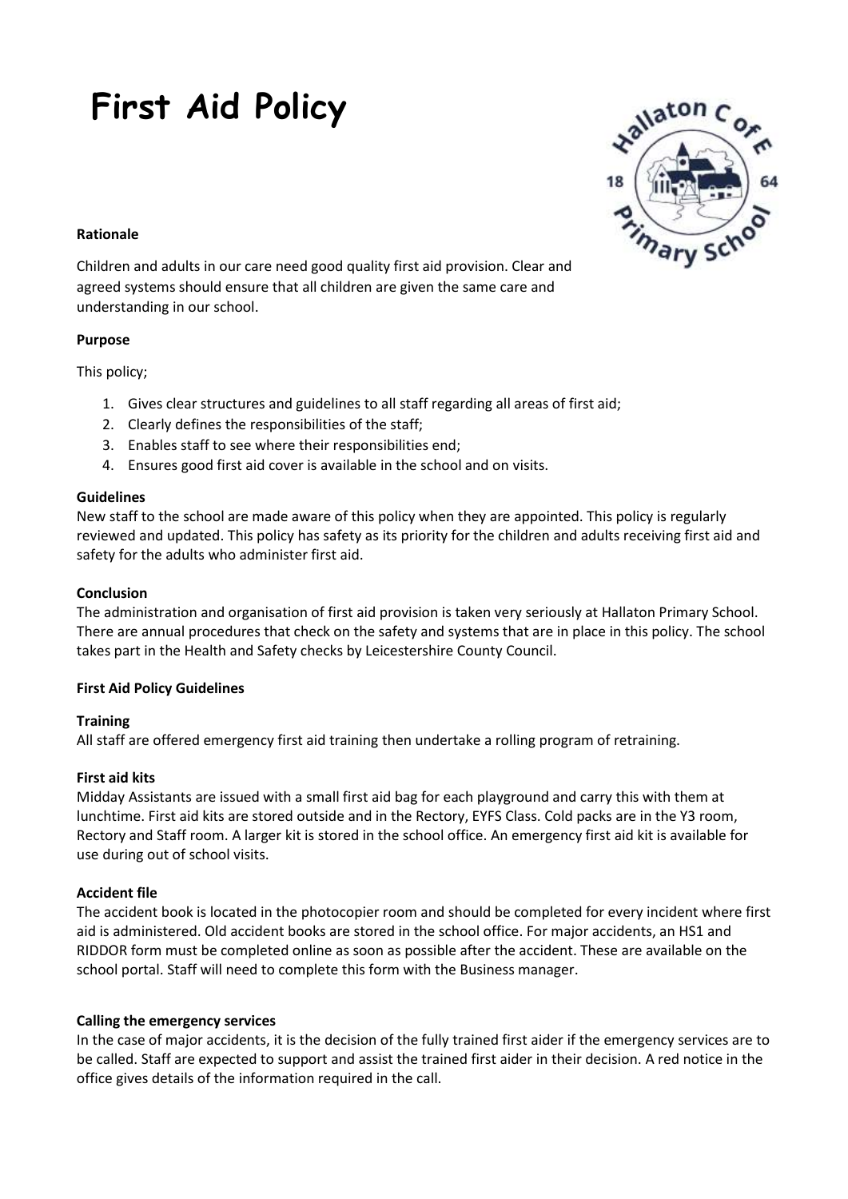# First Aid Policy

**Rationale**

Children and adults in our care need good quality first aid provision. Clear and agreed systems should ensure that all children are given the same care and understanding in our school.

**Purpose**

This policy;

1. Gives clear structures and guidelines to all staff regarding all areas of first aid;
2. Clearly defines the responsibilities of the staff;
3. Enables staff to see where their responsibilities end;
4. Ensures good first aid cover is available in the school and on visits.

**Guidelines**

New staff to the school are made aware of this policy when they are appointed. This policy is regularly reviewed and updated. This policy has safety as its priority for the children and adults receiving first aid and safety for the adults who administer first aid.

**Conclusion**

The administration and organisation of first aid provision is taken very seriously at Hallaton Primary School. There are annual procedures that check on the safety and systems that are in place in this policy. The school takes part in the Health and Safety checks by Leicestershire County Council.

**First Aid Policy Guidelines**

**Training**

All staff are offered emergency first aid training then undertake a rolling program of retraining.

**First aid kits**

Midday Assistants are issued with a small first aid bag for each playground and carry this with them at lunchtime. First aid kits are stored outside and in the Rectory, EYFS Class. Cold packs are in the Y3 room, Rectory and Staff room. A larger kit is stored in the school office. An emergency first aid kit is available for use during out of school visits.

**Accident file**

The accident book is located in the photocopier room and should be completed for every incident where first aid is administered. Old accident books are stored in the school office. For major accidents, an HS1 and RIDDOR form must be completed online as soon as possible after the accident. These are available on the school portal. Staff will need to complete this form with the Business manager.

**Calling the emergency services**

In the case of major accidents, it is the decision of the fully trained first aider if the emergency services are to be called. Staff are expected to support and assist the trained first aider in their decision. A red notice in the office gives details of the information required in the call.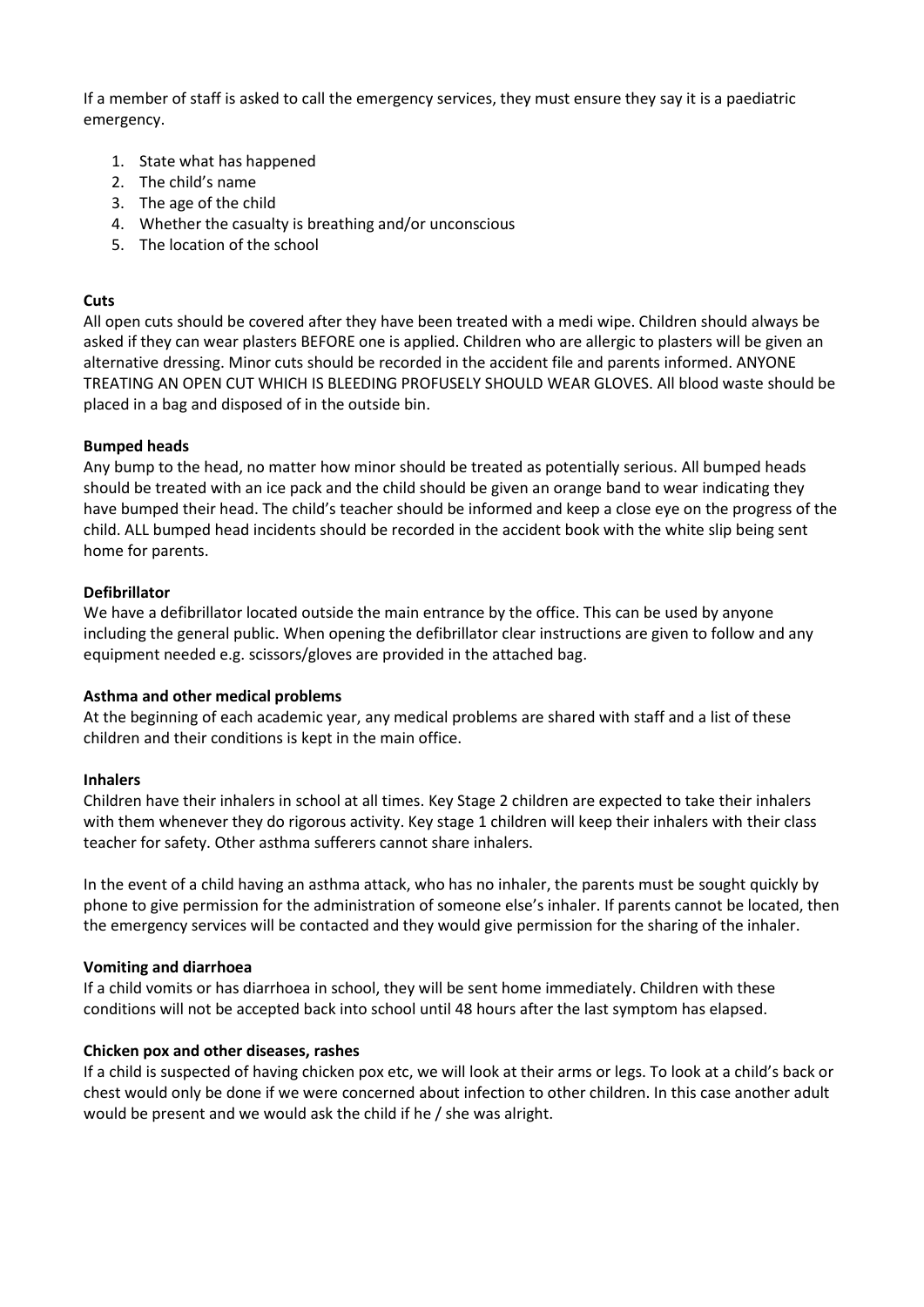If a member of staff is asked to call the emergency services, they must ensure they say it is a paediatric emergency.

1. State what has happened
2. The child's name
3. The age of the child
4. Whether the casualty is breathing and/or unconscious
5. The location of the school

**Cuts**

All open cuts should be covered after they have been treated with a medi wipe. Children should always be asked if they can wear plasters BEFORE one is applied. Children who are allergic to plasters will be given an alternative dressing. Minor cuts should be recorded in the accident file and parents informed. ANYONE TREATING AN OPEN CUT WHICH IS BLEEDING PROFUSELY SHOULD WEAR GLOVES. All blood waste should be placed in a bag and disposed of in the outside bin.

**Bumped heads**

Any bump to the head, no matter how minor should be treated as potentially serious. All bumped heads should be treated with an ice pack and the child should be given an orange band to wear indicating they have bumped their head. The child's teacher should be informed and keep a close eye on the progress of the child. ALL bumped head incidents should be recorded in the accident book with the white slip being sent home for parents.

**Defibrillator**

We have a defibrillator located outside the main entrance by the office. This can be used by anyone including the general public. When opening the defibrillator clear instructions are given to follow and any equipment needed e.g. scissors/gloves are provided in the attached bag.

**Asthma and other medical problems**

At the beginning of each academic year, any medical problems are shared with staff and a list of these children and their conditions is kept in the main office.

**Inhalers**

Children have their inhalers in school at all times. Key Stage 2 children are expected to take their inhalers with them whenever they do rigorous activity. Key stage 1 children will keep their inhalers with their class teacher for safety. Other asthma sufferers cannot share inhalers.

In the event of a child having an asthma attack, who has no inhaler, the parents must be sought quickly by phone to give permission for the administration of someone else's inhaler. If parents cannot be located, then the emergency services will be contacted and they would give permission for the sharing of the inhaler.

**Vomiting and diarrhoea**

If a child vomits or has diarrhoea in school, they will be sent home immediately. Children with these conditions will not be accepted back into school until 48 hours after the last symptom has elapsed.

**Chicken pox and other diseases, rashes**

If a child is suspected of having chicken pox etc, we will look at their arms or legs. To look at a child's back or chest would only be done if we were concerned about infection to other children. In this case another adult would be present and we would ask the child if he / she was alright.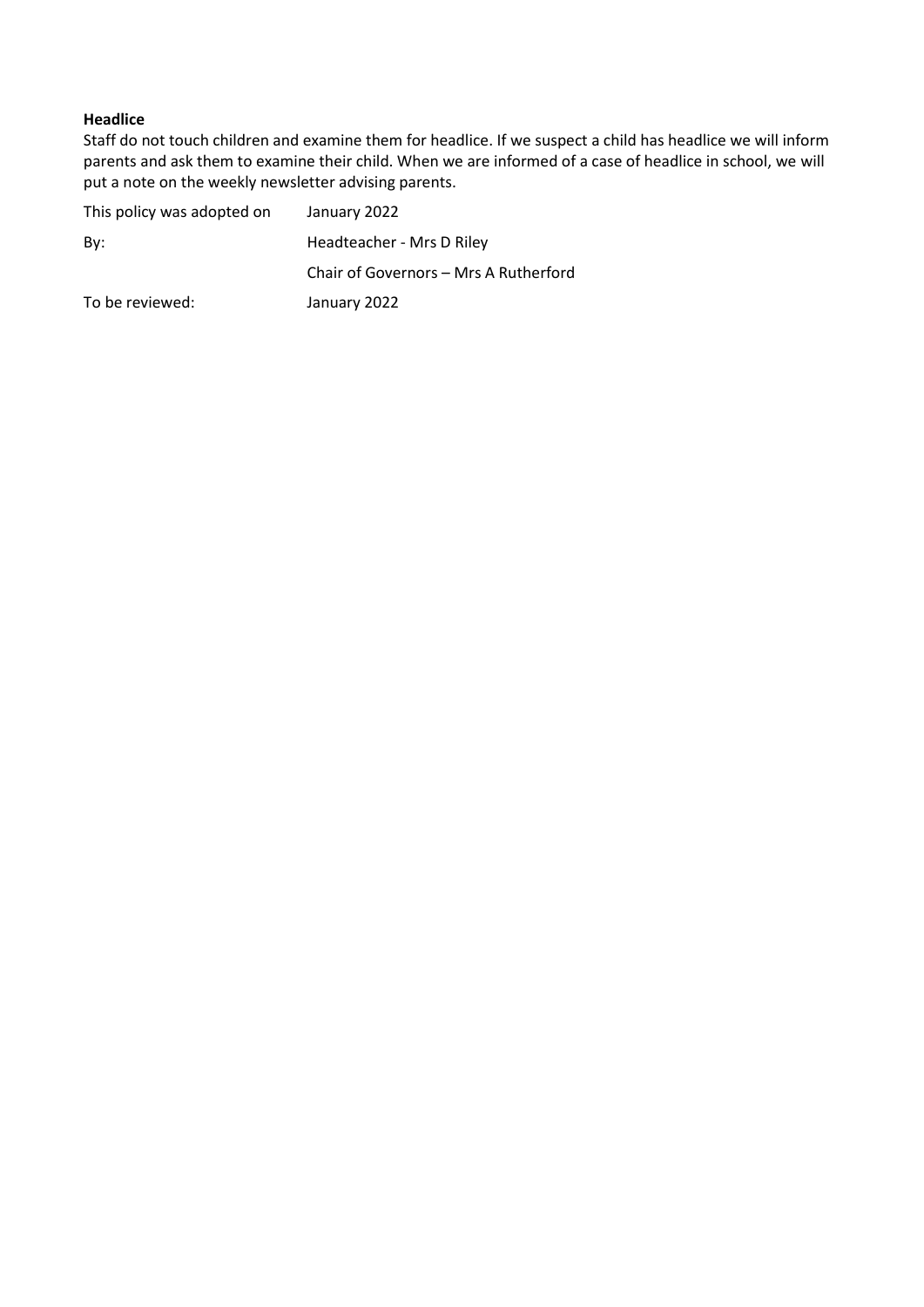**Headlice**

Staff do not touch children and examine them for headlice. If we suspect a child has headlice we will inform parents and ask them to examine their child. When we are informed of a case of headlice in school, we will put a note on the weekly newsletter advising parents.

| | |
|---|---|
| This policy was adopted on | January 2022 |
| By: | Headteacher - Mrs D Riley |
| | Chair of Governors – Mrs A Rutherford |
| To be reviewed: | January 2022 |